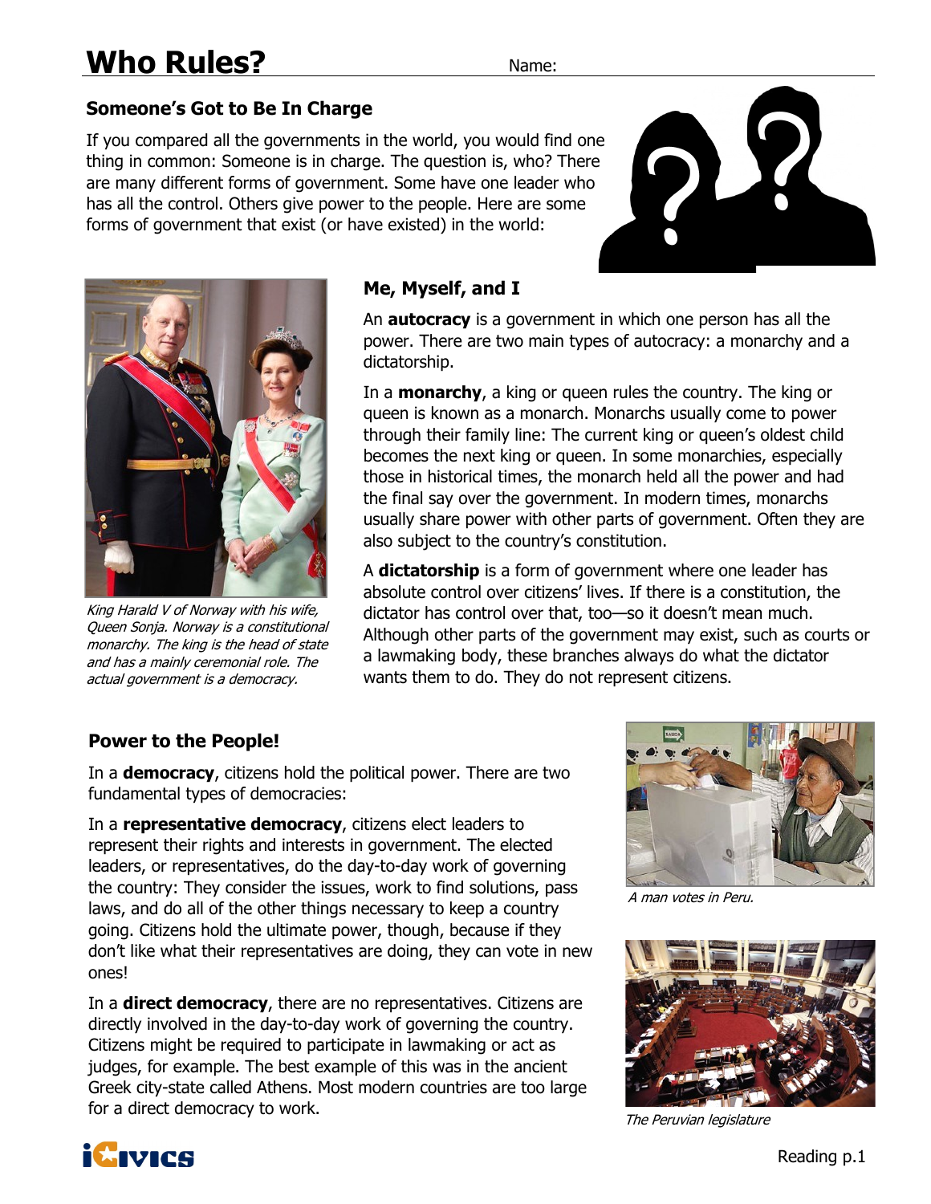# Who Rules?

Name:

## Someone's Got to Be In Charge

If you compared all the governments in the world, you would find one thing in common: Someone is in charge. The question is, who? There are many different forms of government. Some have one leader who has all the control. Others give power to the people. Here are some forms of government that exist (or have existed) in the world:

*King Harald V of Norway with his wife, Queen Sonja. Norway is a constitutional monarchy. The king is the head of state and has a mainly ceremonial role. The actual government is a democracy.*

## Me, Myself, and I

An **autocracy** is a government in which one person has all the power. There are two main types of autocracy: a monarchy and a dictatorship.

In a **monarchy**, a king or queen rules the country. The king or queen is known as a monarch. Monarchs usually come to power through their family line: The current king or queen's oldest child becomes the next king or queen. In some monarchies, especially those in historical times, the monarch held all the power and had the final say over the government. In modern times, monarchs usually share power with other parts of government. Often they are also subject to the country's constitution.

A **dictatorship** is a form of government where one leader has absolute control over citizens' lives. If there is a constitution, the dictator has control over that, too—so it doesn't mean much. Although other parts of the government may exist, such as courts or a lawmaking body, these branches always do what the dictator wants them to do. They do not represent citizens.

## Power to the People!

In a **democracy**, citizens hold the political power. There are two fundamental types of democracies:

In a **representative democracy**, citizens elect leaders to represent their rights and interests in government. The elected leaders, or representatives, do the day-to-day work of governing the country: They consider the issues, work to find solutions, pass laws, and do all of the other things necessary to keep a country going. Citizens hold the ultimate power, though, because if they don't like what their representatives are doing, they can vote in new ones!

In a **direct democracy**, there are no representatives. Citizens are directly involved in the day-to-day work of governing the country. Citizens might be required to participate in lawmaking or act as judges, for example. The best example of this was in the ancient Greek city-state called Athens. Most modern countries are too large for a direct democracy to work.

*A man votes in Peru.*

*The Peruvian legislature*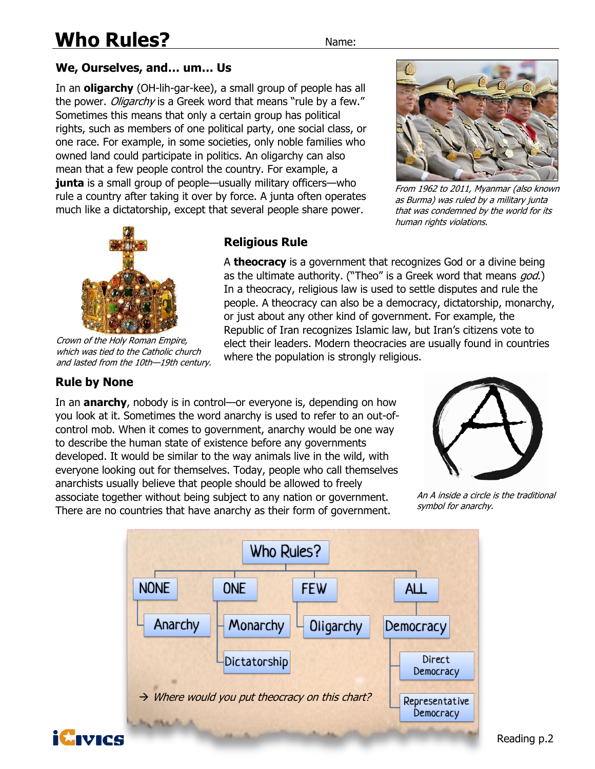# Who Rules?

Name:

## We, Ourselves, and… um… Us

In an **oligarchy** (OH-lih-gar-kee), a small group of people has all the power. *Oligarchy* is a Greek word that means "rule by a few." Sometimes this means that only a certain group has political rights, such as members of one political party, one social class, or one race. For example, in some societies, only noble families who owned land could participate in politics. An oligarchy can also mean that a few people control the country. For example, a **junta** is a small group of people—usually military officers—who rule a country after taking it over by force. A junta often operates much like a dictatorship, except that several people share power.

*From 1962 to 2011, Myanmar (also known as Burma) was ruled by a military junta that was condemned by the world for its human rights violations.*

## Religious Rule

A **theocracy** is a government that recognizes God or a divine being as the ultimate authority. ("Theo" is a Greek word that means *god*.) In a theocracy, religious law is used to settle disputes and rule the people. A theocracy can also be a democracy, dictatorship, monarchy, or just about any other kind of government. For example, the Republic of Iran recognizes Islamic law, but Iran's citizens vote to elect their leaders. Modern theocracies are usually found in countries where the population is strongly religious.

*Crown of the Holy Roman Empire, which was tied to the Catholic church and lasted from the 10th—19th century.*

## Rule by None

In an **anarchy**, nobody is in control—or everyone is, depending on how you look at it. Sometimes the word anarchy is used to refer to an out-of-control mob. When it comes to government, anarchy would be one way to describe the human state of existence before any governments developed. It would be similar to the way animals live in the wild, with everyone looking out for themselves. Today, people who call themselves anarchists usually believe that people should be allowed to freely associate together without being subject to any nation or government. There are no countries that have anarchy as their form of government.

*An A inside a circle is the traditional symbol for anarchy.*

Who Rules?

NONE

Anarchy

ONE

Monarchy

Dictatorship

FEW

Oligarchy

ALL

Democracy

Direct Democracy

Representative Democracy

→ *Where would you put theocracy on this chart?*